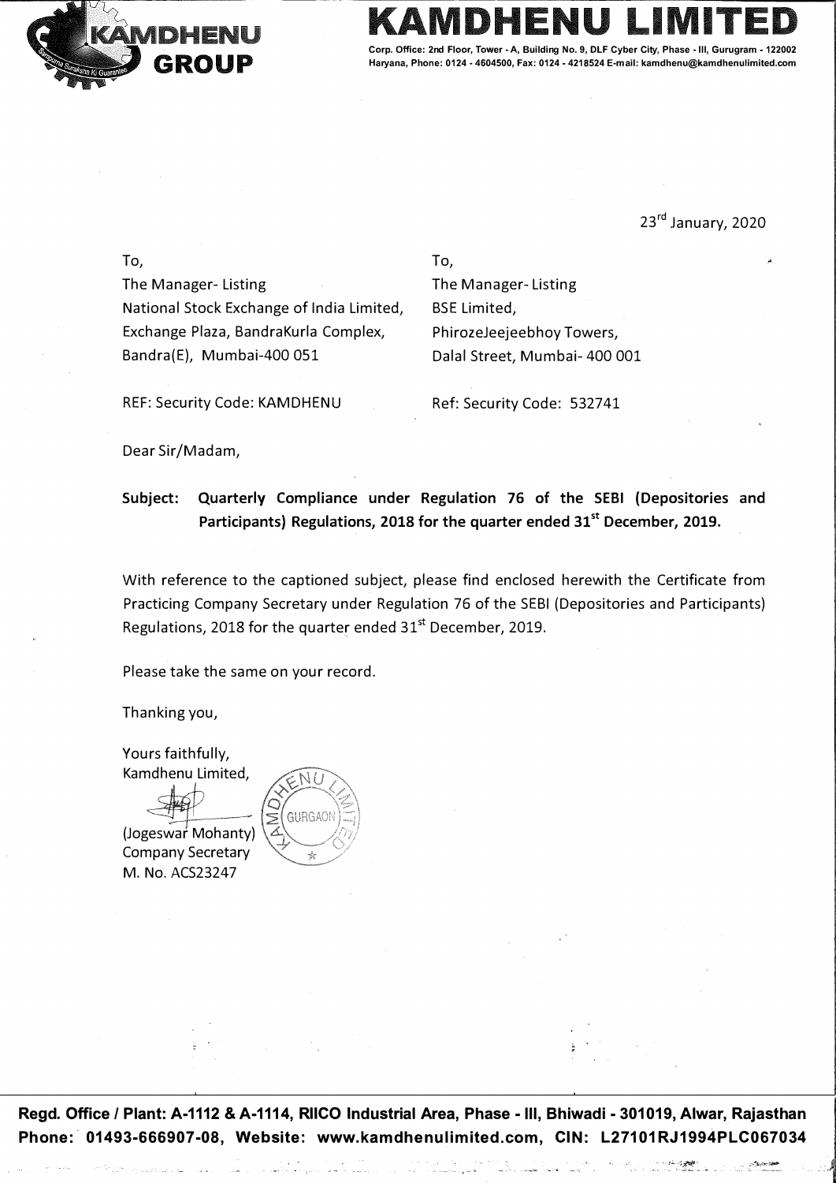# KAMDHENU LIMITED

Corp. Office: 2nd Floor, Tower - A, Building No. 9, DLF Cyber City, Phase - III, Gurugram - 122002 Haryana, Phone: 0124 - 4604500, Fax: 0124 - 4218524 E-mail: kamdhenu@kamdhenulimited.com

23rd January, 2020

To,
The Manager- Listing
National Stock Exchange of India Limited,
Exchange Plaza, BandraKurla Complex,
Bandra(E), Mumbai-400 051

REF: Security Code: KAMDHENU

To,
The Manager- Listing
BSE Limited,
PhirozeJeejeebhoy Towers,
Dalal Street, Mumbai- 400 001

Ref: Security Code: 532741

Dear Sir/Madam,

**Subject: Quarterly Compliance under Regulation 76 of the SEBI (Depositories and Participants) Regulations, 2018 for the quarter ended 31st December, 2019.**

With reference to the captioned subject, please find enclosed herewith the Certificate from Practicing Company Secretary under Regulation 76 of the SEBI (Depositories and Participants) Regulations, 2018 for the quarter ended 31st December, 2019.

Please take the same on your record.

Thanking you,

Yours faithfully,
Kamdhenu Limited,

(Jogeswar Mohanty)
Company Secretary
M. No. ACS23247

**Regd. Office / Plant: A-1112 & A-1114, RIICO Industrial Area, Phase - III, Bhiwadi - 301019, Alwar, Rajasthan**
**Phone: 01493-666907-08, Website: www.kamdhenulimited.com, CIN: L27101RJ1994PLC067034**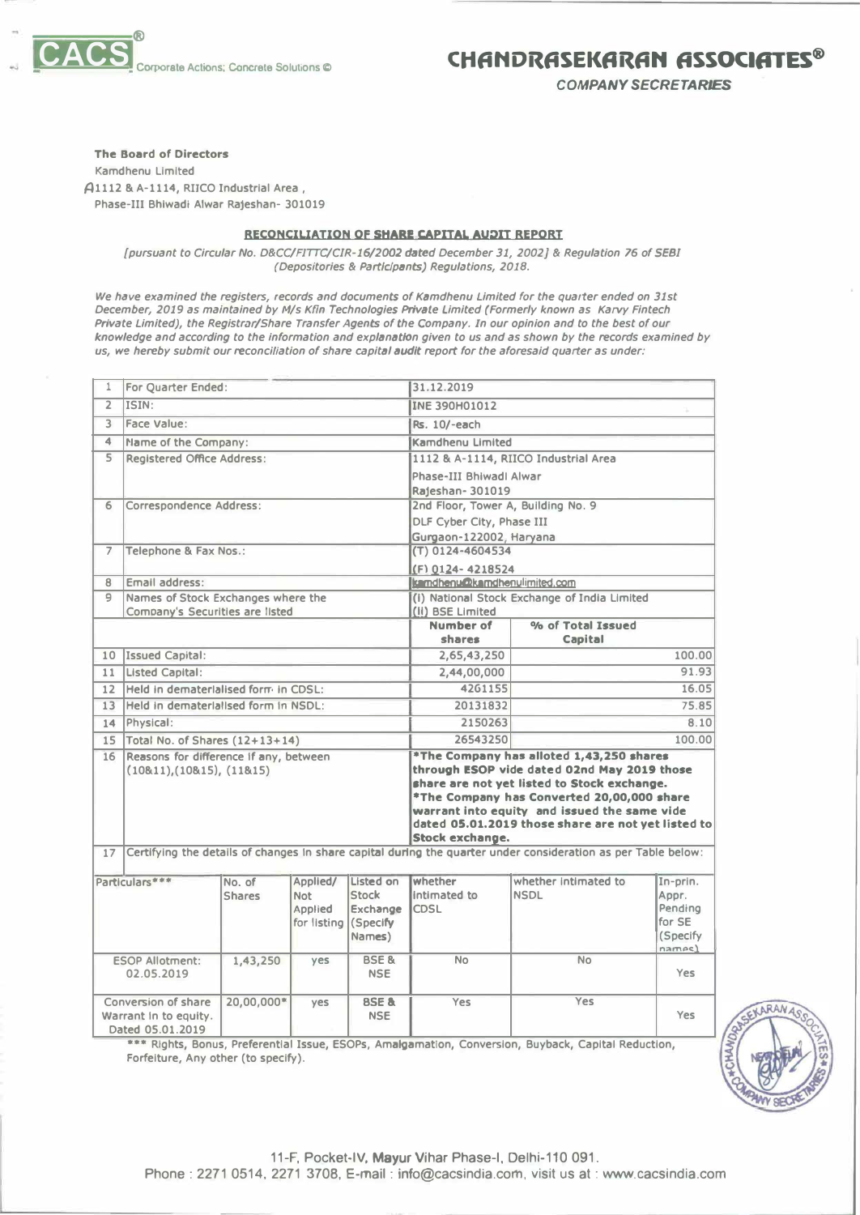CACS® Corporate Actions; Concrete Solutions ©

# CHANDRASEKARAN ASSOCIATES®

*COMPANY SECRETARIES*

**The Board of Directors**
Kamdhenu Limited
A1112 & A-1114, RIICO Industrial Area ,
Phase-III Bhiwadi Alwar Rajeshan- 301019

## RECONCILIATION OF SHARE CAPITAL AUDIT REPORT

*[pursuant to Circular No. D&CC/FITTC/CIR-16/2002 dated December 31, 2002] & Regulation 76 of SEBI (Depositories & Participants) Regulations, 2018.*

*We have examined the registers, records and documents of Kamdhenu Limited for the quarter ended on 31st December, 2019 as maintained by M/s Kfin Technologies Private Limited (Formerly known as Karvy Fintech Private Limited), the Registrar/Share Transfer Agents of the Company. In our opinion and to the best of our knowledge and according to the information and explanation given to us and as shown by the records examined by us, we hereby submit our reconciliation of share capital audit report for the aforesaid quarter as under:*

| | | | |
|---|---|---|---|
| 1 | For Quarter Ended: | 31.12.2019 | |
| 2 | ISIN: | INE 390H01012 | |
| 3 | Face Value: | Rs. 10/-each | |
| 4 | Name of the Company: | Kamdhenu Limited | |
| 5 | Registered Office Address: | 1112 & A-1114, RIICO Industrial Area Phase-III Bhiwadi Alwar Rajeshan- 301019 | |
| 6 | Correspondence Address: | 2nd Floor, Tower A, Building No. 9 DLF Cyber City, Phase III Gurgaon-122002, Haryana | |
| 7 | Telephone & Fax Nos.: | (T) 0124-4604534 (F) 0124- 4218524 | |
| 8 | Email address: | kamdhenu@kamdhenulimited.com | |
| 9 | Names of Stock Exchanges where the Company's Securities are listed | (i) National Stock Exchange of India Limited (ii) BSE Limited | |
| | | **Number of shares** | **% of Total Issued Capital** |
| 10 | Issued Capital: | 2,65,43,250 | 100.00 |
| 11 | Listed Capital: | 2,44,00,000 | 91.93 |
| 12 | Held in dematerialised form in CDSL: | 4261155 | 16.05 |
| 13 | Held in dematerialised form in NSDL: | 20131832 | 75.85 |
| 14 | Physical: | 2150263 | 8.10 |
| 15 | Total No. of Shares (12+13+14) | 26543250 | 100.00 |
| 16 | Reasons for difference if any, between (10&11),(10&15), (11&15) | **\*The Company has alloted 1,43,250 shares through ESOP vide dated 02nd May 2019 those share are not yet listed to Stock exchange. \*The Company has Converted 20,00,000 share warrant into equity and issued the same vide dated 05.01.2019 those share are not yet listed to Stock exchange.** | |
| 17 | Certifying the details of changes in share capital during the quarter under consideration as per Table below: | | |

| Particulars*** | No. of Shares | Applied/ Not Applied for listing | Listed on Stock Exchange (Specify Names) | whether intimated to CDSL | whether intimated to NSDL | In-prin. Appr. Pending for SE (Specify names) |
|---|---|---|---|---|---|---|
| ESOP Allotment: 02.05.2019 | 1,43,250 | yes | BSE & NSE | No | No | Yes |
| Conversion of share Warrant in to equity. Dated 05.01.2019 | 20,00,000* | yes | BSE & NSE | Yes | Yes | Yes |

*** Rights, Bonus, Preferential Issue, ESOPs, Amalgamation, Conversion, Buyback, Capital Reduction, Forfeiture, Any other (to specify).

11-F, Pocket-IV, Mayur Vihar Phase-I, Delhi-110 091.
Phone : 2271 0514, 2271 3708, E-mail : info@cacsindia.com, visit us at : www.cacsindia.com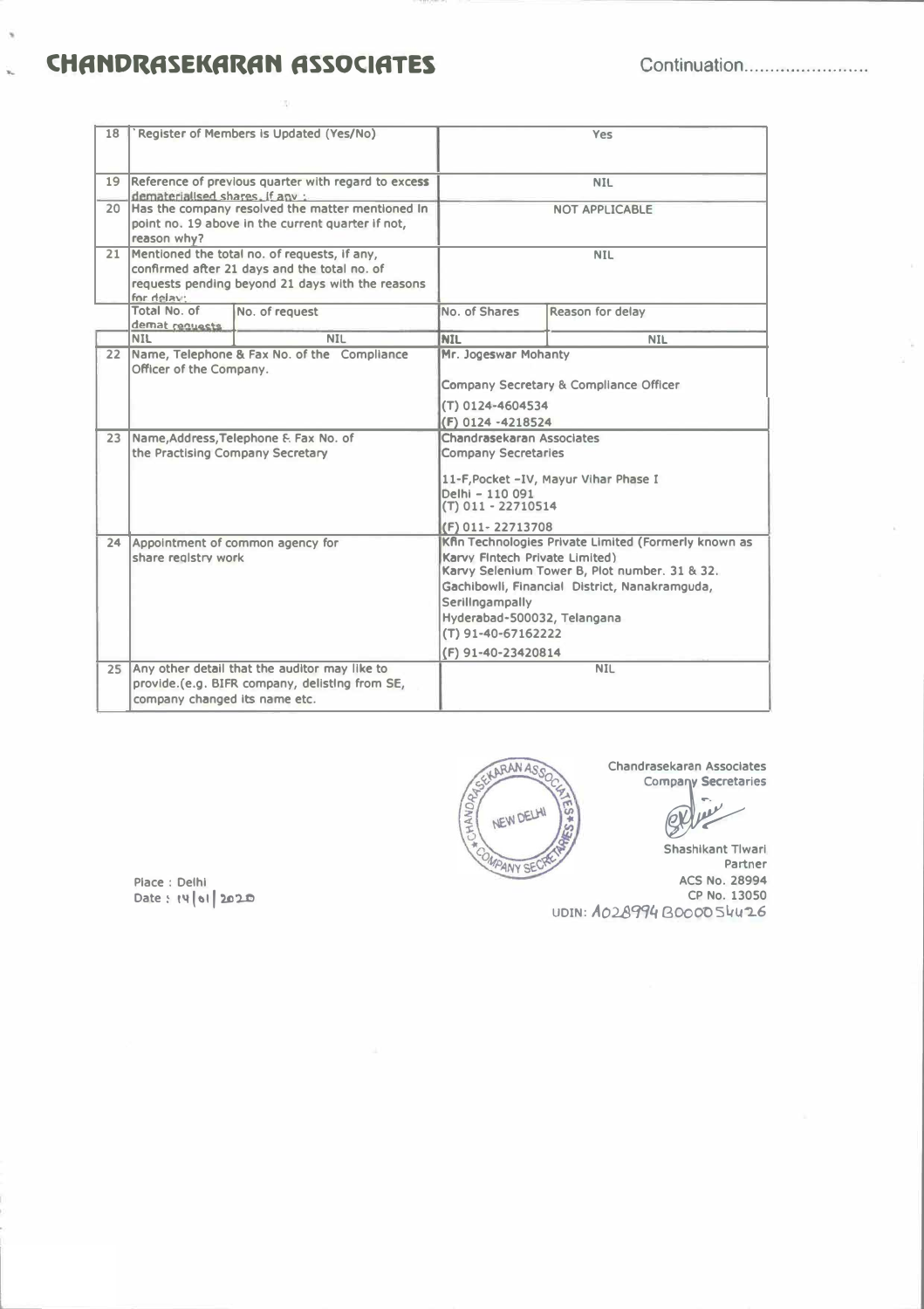# CHANDRASEKARAN ASSOCIATES

Continuation........................

| | | | | |
|---|---|---|---|---|
| 18 | Register of Members is Updated (Yes/No) | | Yes | |
| 19 | Reference of previous quarter with regard to excess dematerialised shares, if any : | | NIL | |
| 20 | Has the company resolved the matter mentioned in point no. 19 above in the current quarter if not, reason why? | | NOT APPLICABLE | |
| 21 | Mentioned the total no. of requests, if any, confirmed after 21 days and the total no. of requests pending beyond 21 days with the reasons for delay: | | NIL | |
| | Total No. of demat requests | No. of request | No. of Shares | Reason for delay |
| | NIL | NIL | NIL | NIL |
| 22 | Name, Telephone & Fax No. of the Compliance Officer of the Company. | | Mr. Jogeswar Mohanty<br><br>Company Secretary & Compliance Officer<br>(T) 0124-4604534<br>(F) 0124 -4218524 | |
| 23 | Name,Address,Telephone & Fax No. of the Practising Company Secretary | | Chandrasekaran Associates<br>Company Secretaries<br><br>11-F,Pocket -IV, Mayur Vihar Phase I<br>Delhi - 110 091<br>(T) 011 - 22710514<br>(F) 011- 22713708 | |
| 24 | Appointment of common agency for share registry work | | Kfin Technologies Private Limited (Formerly known as Karvy Fintech Private Limited)<br>Karvy Selenium Tower B, Plot number. 31 & 32.<br>Gachibowli, Financial District, Nanakramguda, Serilingampally<br>Hyderabad-500032, Telangana<br>(T) 91-40-67162222<br>(F) 91-40-23420814 | |
| 25 | Any other detail that the auditor may like to provide.(e.g. BIFR company, delisting from SE, company changed its name etc. | | NIL | |

Chandrasekaran Associates
Company Secretaries

Shashikant Tiwari
Partner
ACS No. 28994
CP No. 13050
UDIN: A028994B000054426

Place : Delhi
Date : 14/01/2020